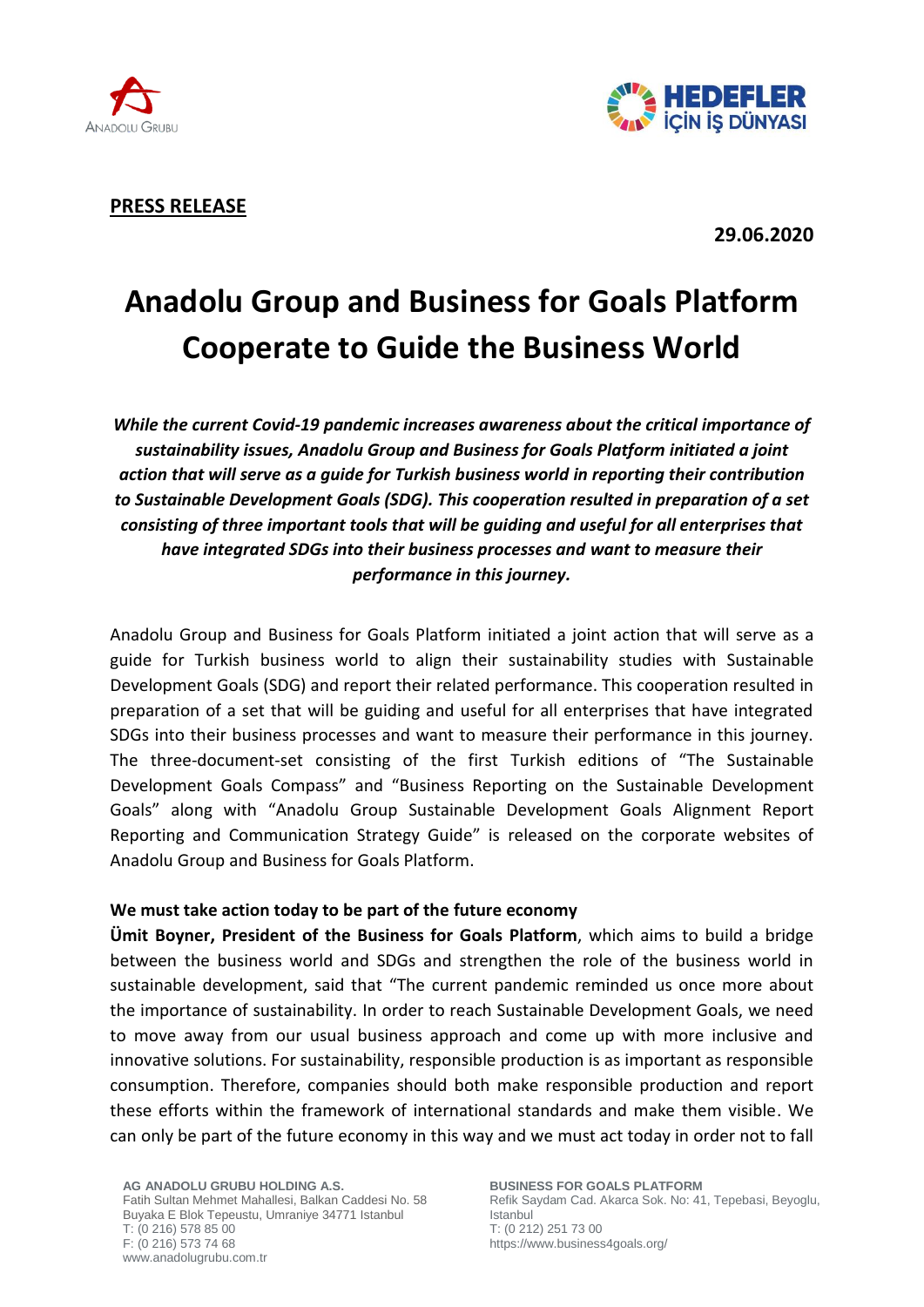**PRESS RELEASE**

**29.06.2020**

# Anadolu Group and Business for Goals Platform Cooperate to Guide the Business World

***While the current Covid-19 pandemic increases awareness about the critical importance of sustainability issues, Anadolu Group and Business for Goals Platform initiated a joint action that will serve as a guide for Turkish business world in reporting their contribution to Sustainable Development Goals (SDG). This cooperation resulted in preparation of a set consisting of three important tools that will be guiding and useful for all enterprises that have integrated SDGs into their business processes and want to measure their performance in this journey.***

Anadolu Group and Business for Goals Platform initiated a joint action that will serve as a guide for Turkish business world to align their sustainability studies with Sustainable Development Goals (SDG) and report their related performance. This cooperation resulted in preparation of a set that will be guiding and useful for all enterprises that have integrated SDGs into their business processes and want to measure their performance in this journey. The three-document-set consisting of the first Turkish editions of "The Sustainable Development Goals Compass" and "Business Reporting on the Sustainable Development Goals" along with "Anadolu Group Sustainable Development Goals Alignment Report Reporting and Communication Strategy Guide" is released on the corporate websites of Anadolu Group and Business for Goals Platform.

**We must take action today to be part of the future economy**

**Ümit Boyner, President of the Business for Goals Platform**, which aims to build a bridge between the business world and SDGs and strengthen the role of the business world in sustainable development, said that "The current pandemic reminded us once more about the importance of sustainability. In order to reach Sustainable Development Goals, we need to move away from our usual business approach and come up with more inclusive and innovative solutions. For sustainability, responsible production is as important as responsible consumption. Therefore, companies should both make responsible production and report these efforts within the framework of international standards and make them visible. We can only be part of the future economy in this way and we must act today in order not to fall

**AG ANADOLU GRUBU HOLDING A.S.**
Fatih Sultan Mehmet Mahallesi, Balkan Caddesi No. 58
Buyaka E Blok Tepeustu, Umraniye 34771 Istanbul
T: (0 216) 578 85 00
F: (0 216) 573 74 68
www.anadolugrubu.com.tr

**BUSINESS FOR GOALS PLATFORM**
Refik Saydam Cad. Akarca Sok. No: 41, Tepebasi, Beyoglu, Istanbul
T: (0 212) 251 73 00
https://www.business4goals.org/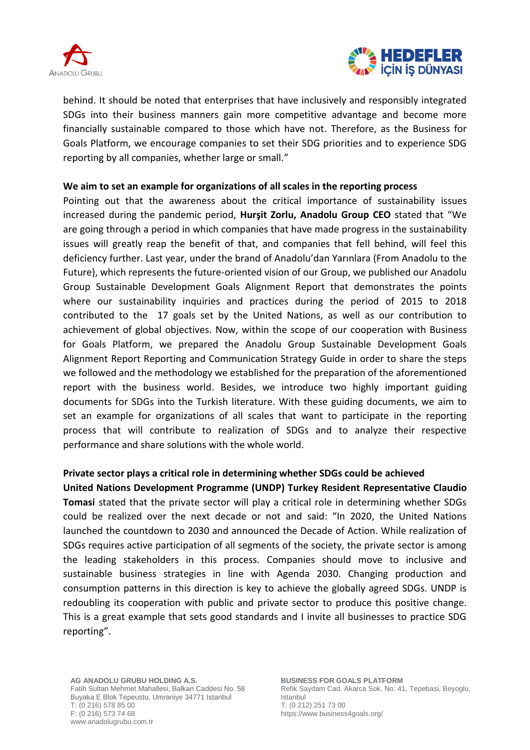behind. It should be noted that enterprises that have inclusively and responsibly integrated SDGs into their business manners gain more competitive advantage and become more financially sustainable compared to those which have not. Therefore, as the Business for Goals Platform, we encourage companies to set their SDG priorities and to experience SDG reporting by all companies, whether large or small."

**We aim to set an example for organizations of all scales in the reporting process**

Pointing out that the awareness about the critical importance of sustainability issues increased during the pandemic period, **Hurşit Zorlu, Anadolu Group CEO** stated that "We are going through a period in which companies that have made progress in the sustainability issues will greatly reap the benefit of that, and companies that fell behind, will feel this deficiency further. Last year, under the brand of Anadolu'dan Yarınlara (From Anadolu to the Future), which represents the future-oriented vision of our Group, we published our Anadolu Group Sustainable Development Goals Alignment Report that demonstrates the points where our sustainability inquiries and practices during the period of 2015 to 2018 contributed to the 17 goals set by the United Nations, as well as our contribution to achievement of global objectives. Now, within the scope of our cooperation with Business for Goals Platform, we prepared the Anadolu Group Sustainable Development Goals Alignment Report Reporting and Communication Strategy Guide in order to share the steps we followed and the methodology we established for the preparation of the aforementioned report with the business world. Besides, we introduce two highly important guiding documents for SDGs into the Turkish literature. With these guiding documents, we aim to set an example for organizations of all scales that want to participate in the reporting process that will contribute to realization of SDGs and to analyze their respective performance and share solutions with the whole world.

**Private sector plays a critical role in determining whether SDGs could be achieved**

**United Nations Development Programme (UNDP) Turkey Resident Representative Claudio Tomasi** stated that the private sector will play a critical role in determining whether SDGs could be realized over the next decade or not and said: "In 2020, the United Nations launched the countdown to 2030 and announced the Decade of Action. While realization of SDGs requires active participation of all segments of the society, the private sector is among the leading stakeholders in this process. Companies should move to inclusive and sustainable business strategies in line with Agenda 2030. Changing production and consumption patterns in this direction is key to achieve the globally agreed SDGs. UNDP is redoubling its cooperation with public and private sector to produce this positive change. This is a great example that sets good standards and I invite all businesses to practice SDG reporting".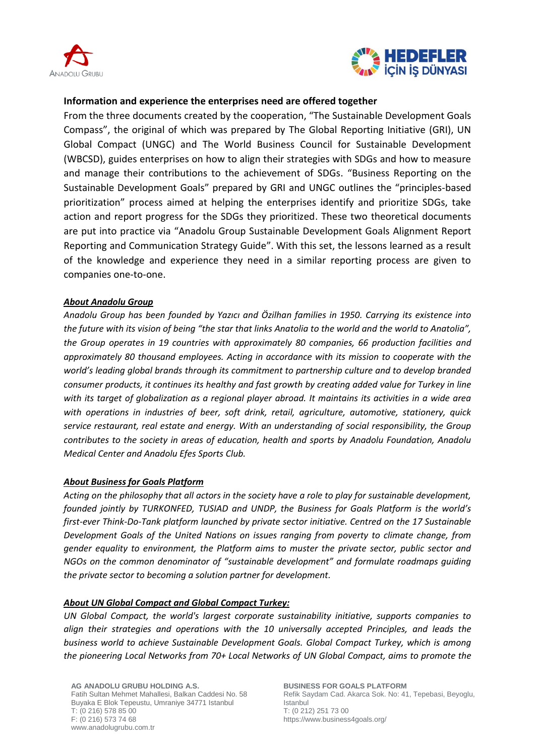**Information and experience the enterprises need are offered together**

From the three documents created by the cooperation, "The Sustainable Development Goals Compass", the original of which was prepared by The Global Reporting Initiative (GRI), UN Global Compact (UNGC) and The World Business Council for Sustainable Development (WBCSD), guides enterprises on how to align their strategies with SDGs and how to measure and manage their contributions to the achievement of SDGs. "Business Reporting on the Sustainable Development Goals" prepared by GRI and UNGC outlines the "principles-based prioritization" process aimed at helping the enterprises identify and prioritize SDGs, take action and report progress for the SDGs they prioritized. These two theoretical documents are put into practice via "Anadolu Group Sustainable Development Goals Alignment Report Reporting and Communication Strategy Guide". With this set, the lessons learned as a result of the knowledge and experience they need in a similar reporting process are given to companies one-to-one.

***About Anadolu Group***

*Anadolu Group has been founded by Yazıcı and Özilhan families in 1950. Carrying its existence into the future with its vision of being "the star that links Anatolia to the world and the world to Anatolia", the Group operates in 19 countries with approximately 80 companies, 66 production facilities and approximately 80 thousand employees. Acting in accordance with its mission to cooperate with the world's leading global brands through its commitment to partnership culture and to develop branded consumer products, it continues its healthy and fast growth by creating added value for Turkey in line with its target of globalization as a regional player abroad. It maintains its activities in a wide area with operations in industries of beer, soft drink, retail, agriculture, automotive, stationery, quick service restaurant, real estate and energy. With an understanding of social responsibility, the Group contributes to the society in areas of education, health and sports by Anadolu Foundation, Anadolu Medical Center and Anadolu Efes Sports Club.*

***About Business for Goals Platform***

*Acting on the philosophy that all actors in the society have a role to play for sustainable development, founded jointly by TURKONFED, TUSIAD and UNDP, the Business for Goals Platform is the world's first-ever Think-Do-Tank platform launched by private sector initiative. Centred on the 17 Sustainable Development Goals of the United Nations on issues ranging from poverty to climate change, from gender equality to environment, the Platform aims to muster the private sector, public sector and NGOs on the common denominator of "sustainable development" and formulate roadmaps guiding the private sector to becoming a solution partner for development.*

***About UN Global Compact and Global Compact Turkey:***

*UN Global Compact, the world's largest corporate sustainability initiative, supports companies to align their strategies and operations with the 10 universally accepted Principles, and leads the business world to achieve Sustainable Development Goals. Global Compact Turkey, which is among the pioneering Local Networks from 70+ Local Networks of UN Global Compact, aims to promote the*

**AG ANADOLU GRUBU HOLDING A.S.**
Fatih Sultan Mehmet Mahallesi, Balkan Caddesi No. 58
Buyaka E Blok Tepeustu, Umraniye 34771 Istanbul
T: (0 216) 578 85 00
F: (0 216) 573 74 68
www.anadolugrubu.com.tr

**BUSINESS FOR GOALS PLATFORM**
Refik Saydam Cad. Akarca Sok. No: 41, Tepebasi, Beyoglu, Istanbul
T: (0 212) 251 73 00
https://www.business4goals.org/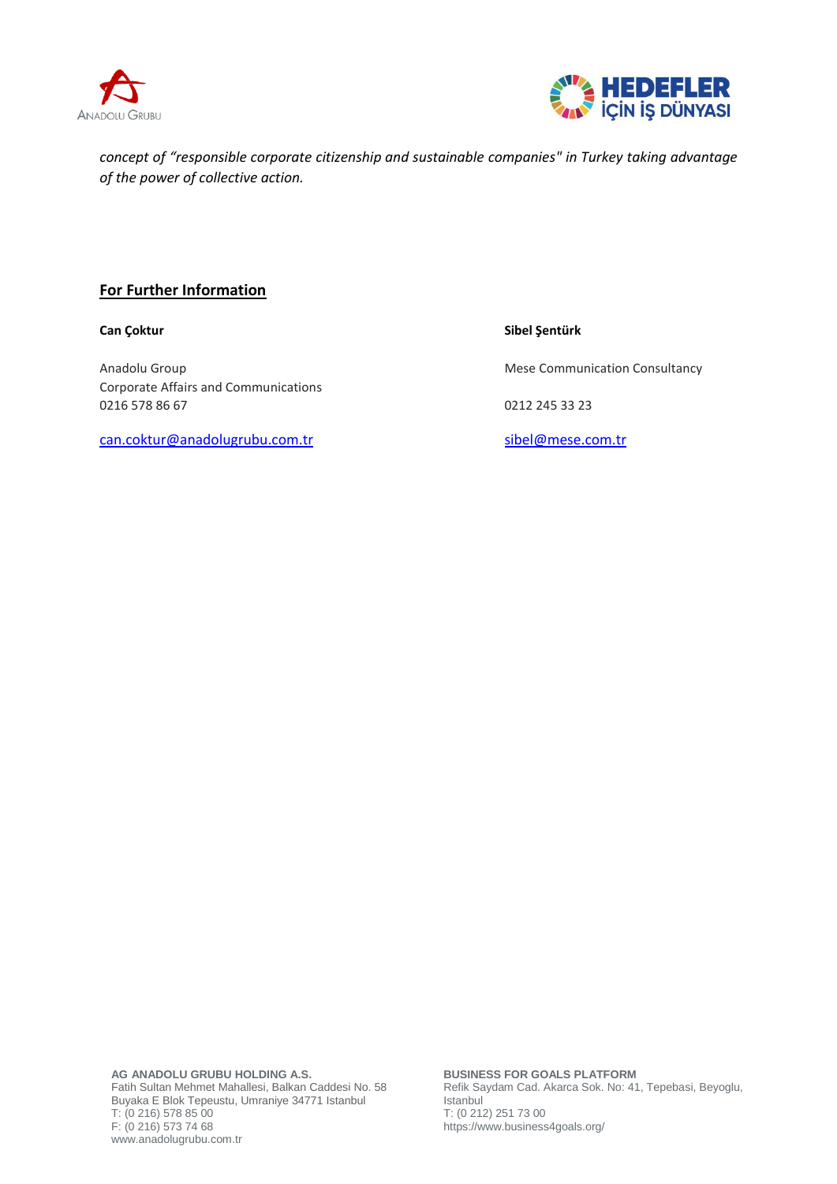*concept of "responsible corporate citizenship and sustainable companies" in Turkey taking advantage of the power of collective action.*

## For Further Information

**Can Çoktur**

Anadolu Group
Corporate Affairs and Communications
0216 578 86 67

can.coktur@anadolugrubu.com.tr

**Sibel Şentürk**

Mese Communication Consultancy

0212 245 33 23

sibel@mese.com.tr

**AG ANADOLU GRUBU HOLDING A.S.**
Fatih Sultan Mehmet Mahallesi, Balkan Caddesi No. 58
Buyaka E Blok Tepeustu, Umraniye 34771 Istanbul
T: (0 216) 578 85 00
F: (0 216) 573 74 68
www.anadolugrubu.com.tr

**BUSINESS FOR GOALS PLATFORM**
Refik Saydam Cad. Akarca Sok. No: 41, Tepebasi, Beyoglu, Istanbul
T: (0 212) 251 73 00
https://www.business4goals.org/